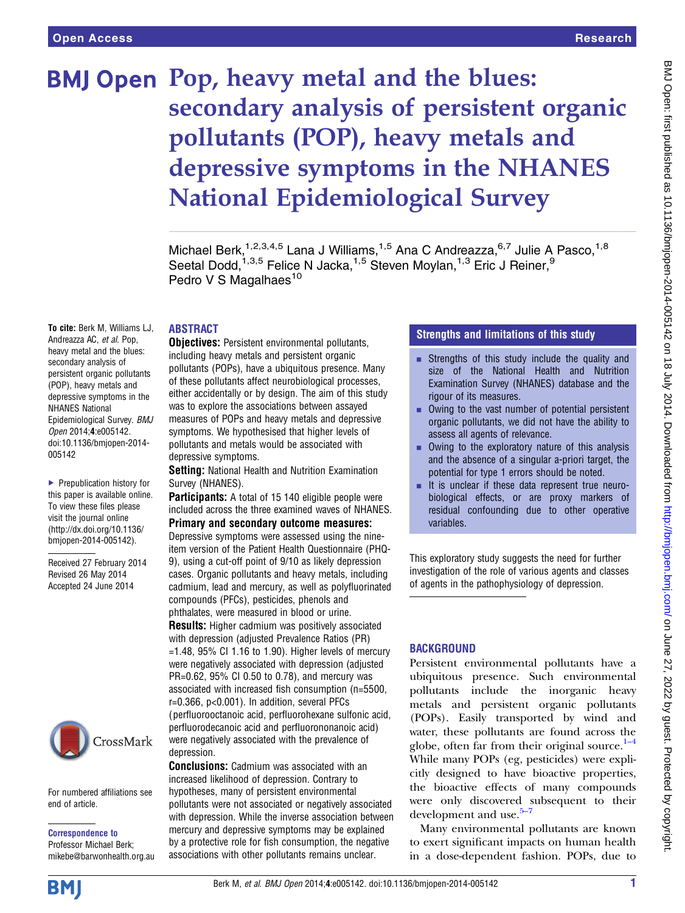Open Access | Research

# Pop, heavy metal and the blues: secondary analysis of persistent organic pollutants (POP), heavy metals and depressive symptoms in the NHANES National Epidemiological Survey

Michael Berk,[1,2,3,4,5] Lana J Williams,[1,5] Ana C Andreazza,[6,7] Julie A Pasco,[1,8] Seetal Dodd,[1,3,5] Felice N Jacka,[1,5] Steven Moylan,[1,3] Eric J Reiner,[9] Pedro V S Magalhaes[10]

**To cite:** Berk M, Williams LJ, Andreazza AC, *et al*. Pop, heavy metal and the blues: secondary analysis of persistent organic pollutants (POP), heavy metals and depressive symptoms in the NHANES National Epidemiological Survey. *BMJ Open* 2014;**4**:e005142. doi:10.1136/bmjopen-2014-005142

▸ Prepublication history for this paper is available online. To view these files please visit the journal online (http://dx.doi.org/10.1136/bmjopen-2014-005142).

Received 27 February 2014
Revised 26 May 2014
Accepted 24 June 2014

For numbered affiliations see end of article.

**Correspondence to**
Professor Michael Berk; mikebe@barwonhealth.org.au

## ABSTRACT

**Objectives:** Persistent environmental pollutants, including heavy metals and persistent organic pollutants (POPs), have a ubiquitous presence. Many of these pollutants affect neurobiological processes, either accidentally or by design. The aim of this study was to explore the associations between assayed measures of POPs and heavy metals and depressive symptoms. We hypothesised that higher levels of pollutants and metals would be associated with depressive symptoms.

**Setting:** National Health and Nutrition Examination Survey (NHANES).

**Participants:** A total of 15 140 eligible people were included across the three examined waves of NHANES.

**Primary and secondary outcome measures:** Depressive symptoms were assessed using the nine-item version of the Patient Health Questionnaire (PHQ-9), using a cut-off point of 9/10 as likely depression cases. Organic pollutants and heavy metals, including cadmium, lead and mercury, as well as polyfluorinated compounds (PFCs), pesticides, phenols and phthalates, were measured in blood or urine.

**Results:** Higher cadmium was positively associated with depression (adjusted Prevalence Ratios (PR) =1.48, 95% CI 1.16 to 1.90). Higher levels of mercury were negatively associated with depression (adjusted PR=0.62, 95% CI 0.50 to 0.78), and mercury was associated with increased fish consumption (n=5500, r=0.366, p<0.001). In addition, several PFCs (perfluorooctanoic acid, perfluorohexane sulfonic acid, perfluorodecanoic acid and perfluorononanoic acid) were negatively associated with the prevalence of depression.

**Conclusions:** Cadmium was associated with an increased likelihood of depression. Contrary to hypotheses, many of persistent environmental pollutants were not associated or negatively associated with depression. While the inverse association between mercury and depressive symptoms may be explained by a protective role for fish consumption, the negative associations with other pollutants remains unclear.

## Strengths and limitations of this study

- Strengths of this study include the quality and size of the National Health and Nutrition Examination Survey (NHANES) database and the rigour of its measures.
- Owing to the vast number of potential persistent organic pollutants, we did not have the ability to assess all agents of relevance.
- Owing to the exploratory nature of this analysis and the absence of a singular a-priori target, the potential for type 1 errors should be noted.
- It is unclear if these data represent true neurobiological effects, or are proxy markers of residual confounding due to other operative variables.

This exploratory study suggests the need for further investigation of the role of various agents and classes of agents in the pathophysiology of depression.

## BACKGROUND

Persistent environmental pollutants have a ubiquitous presence. Such environmental pollutants include the inorganic heavy metals and persistent organic pollutants (POPs). Easily transported by wind and water, these pollutants are found across the globe, often far from their original source.[1–4] While many POPs (eg, pesticides) were explicitly designed to have bioactive properties, the bioactive effects of many compounds were only discovered subsequent to their development and use.[5–7]

Many environmental pollutants are known to exert significant impacts on human health in a dose-dependent fashion. POPs, due to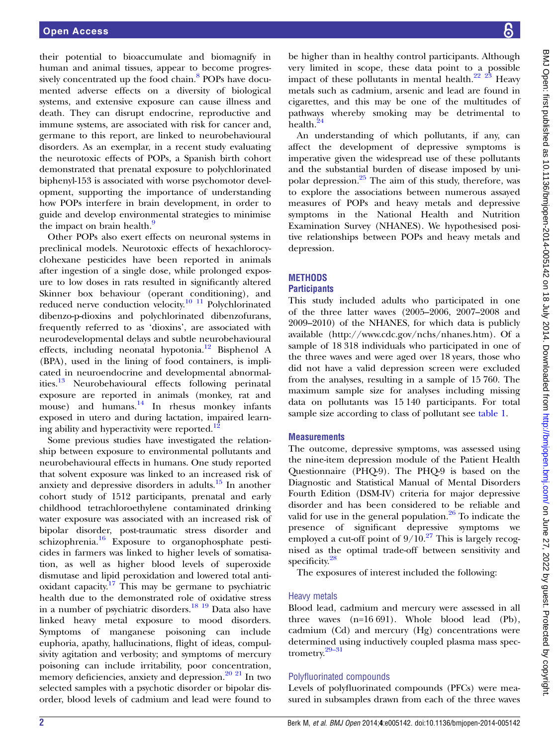their potential to bioaccumulate and biomagnify in human and animal tissues, appear to become progressively concentrated up the food chain.[8] POPs have documented adverse effects on a diversity of biological systems, and extensive exposure can cause illness and death. They can disrupt endocrine, reproductive and immune systems, are associated with risk for cancer and, germane to this report, are linked to neurobehavioural disorders. As an exemplar, in a recent study evaluating the neurotoxic effects of POPs, a Spanish birth cohort demonstrated that prenatal exposure to polychlorinated biphenyl-153 is associated with worse psychomotor development, supporting the importance of understanding how POPs interfere in brain development, in order to guide and develop environmental strategies to minimise the impact on brain health.[9]

Other POPs also exert effects on neuronal systems in preclinical models. Neurotoxic effects of hexachlorocyclohexane pesticides have been reported in animals after ingestion of a single dose, while prolonged exposure to low doses in rats resulted in significantly altered Skinner box behaviour (operant conditioning), and reduced nerve conduction velocity.[10 11] Polychlorinated dibenzo-p-dioxins and polychlorinated dibenzofurans, frequently referred to as 'dioxins', are associated with neurodevelopmental delays and subtle neurobehavioural effects, including neonatal hypotonia.[12] Bisphenol A (BPA), used in the lining of food containers, is implicated in neuroendocrine and developmental abnormalities.[13] Neurobehavioural effects following perinatal exposure are reported in animals (monkey, rat and mouse) and humans.[14] In rhesus monkey infants exposed in utero and during lactation, impaired learning ability and hyperactivity were reported.[12]

Some previous studies have investigated the relationship between exposure to environmental pollutants and neurobehavioural effects in humans. One study reported that solvent exposure was linked to an increased risk of anxiety and depressive disorders in adults.[15] In another cohort study of 1512 participants, prenatal and early childhood tetrachloroethylene contaminated drinking water exposure was associated with an increased risk of bipolar disorder, post-traumatic stress disorder and schizophrenia.[16] Exposure to organophosphate pesticides in farmers was linked to higher levels of somatisation, as well as higher blood levels of superoxide dismutase and lipid peroxidation and lowered total antioxidant capacity.[17] This may be germane to psychiatric health due to the demonstrated role of oxidative stress in a number of psychiatric disorders.[18 19] Data also have linked heavy metal exposure to mood disorders. Symptoms of manganese poisoning can include euphoria, apathy, hallucinations, flight of ideas, compulsivity agitation and verbosity; and symptoms of mercury poisoning can include irritability, poor concentration, memory deficiencies, anxiety and depression.[20 21] In two selected samples with a psychotic disorder or bipolar disorder, blood levels of cadmium and lead were found to be higher than in healthy control participants. Although very limited in scope, these data point to a possible impact of these pollutants in mental health.[22 23] Heavy metals such as cadmium, arsenic and lead are found in cigarettes, and this may be one of the multitudes of pathways whereby smoking may be detrimental to health.[24]

An understanding of which pollutants, if any, can affect the development of depressive symptoms is imperative given the widespread use of these pollutants and the substantial burden of disease imposed by unipolar depression.[25] The aim of this study, therefore, was to explore the associations between numerous assayed measures of POPs and heavy metals and depressive symptoms in the National Health and Nutrition Examination Survey (NHANES). We hypothesised positive relationships between POPs and heavy metals and depression.

## METHODS

### Participants

This study included adults who participated in one of the three latter waves (2005–2006, 2007–2008 and 2009–2010) of the NHANES, for which data is publicly available (http://www.cdc.gov/nchs/nhanes.htm). Of a sample of 18 318 individuals who participated in one of the three waves and were aged over 18 years, those who did not have a valid depression screen were excluded from the analyses, resulting in a sample of 15 760. The maximum sample size for analyses including missing data on pollutants was 15 140 participants. For total sample size according to class of pollutant see table 1.

### Measurements

The outcome, depressive symptoms, was assessed using the nine-item depression module of the Patient Health Questionnaire (PHQ-9). The PHQ-9 is based on the Diagnostic and Statistical Manual of Mental Disorders Fourth Edition (DSM-IV) criteria for major depressive disorder and has been considered to be reliable and valid for use in the general population.[26] To indicate the presence of significant depressive symptoms we employed a cut-off point of 9/10.[27] This is largely recognised as the optimal trade-off between sensitivity and specificity.[28]

The exposures of interest included the following:

#### Heavy metals

Blood lead, cadmium and mercury were assessed in all three waves (n=16 691). Whole blood lead (Pb), cadmium (Cd) and mercury (Hg) concentrations were determined using inductively coupled plasma mass spectrometry.[29–31]

#### Polyfluorinated compounds

Levels of polyfluorinated compounds (PFCs) were measured in subsamples drawn from each of the three waves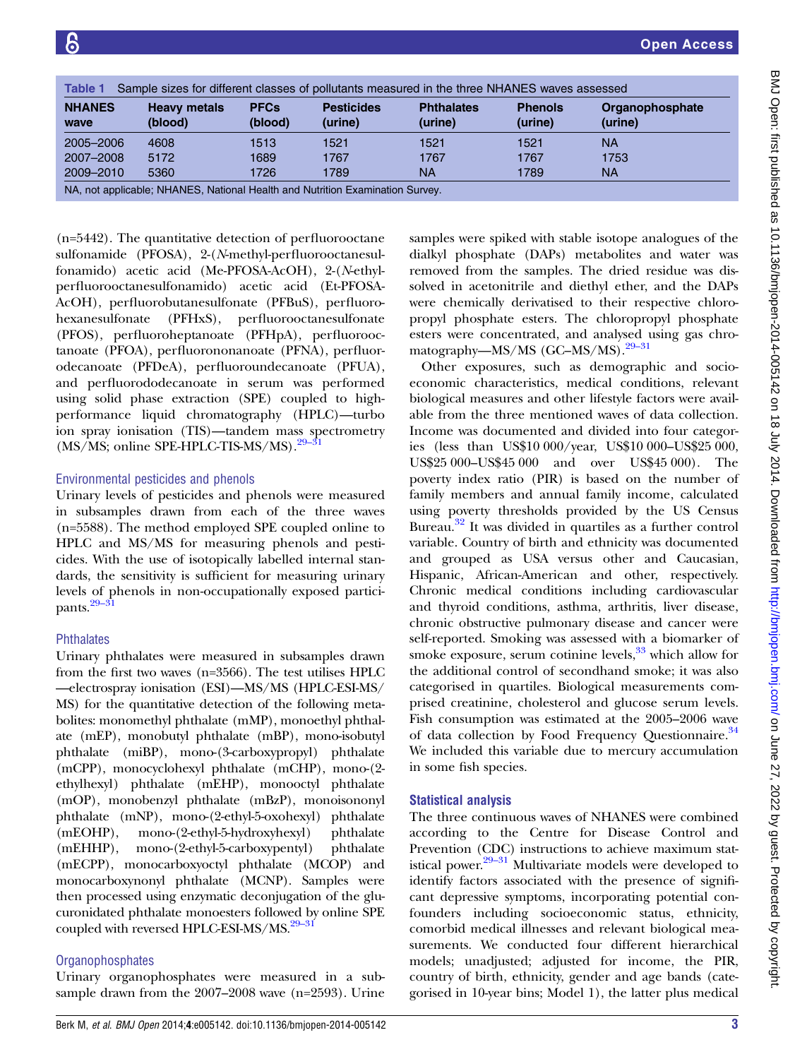Table 1 Sample sizes for different classes of pollutants measured in the three NHANES waves assessed

| NHANES wave | Heavy metals (blood) | PFCs (blood) | Pesticides (urine) | Phthalates (urine) | Phenols (urine) | Organophosphate (urine) |
|---|---|---|---|---|---|---|
| 2005–2006 | 4608 | 1513 | 1521 | 1521 | 1521 | NA |
| 2007–2008 | 5172 | 1689 | 1767 | 1767 | 1767 | 1753 |
| 2009–2010 | 5360 | 1726 | 1789 | NA | 1789 | NA |

NA, not applicable; NHANES, National Health and Nutrition Examination Survey.

(n=5442). The quantitative detection of perfluorooctane sulfonamide (PFOSA), 2-(*N*-methyl-perfluorooctanesulfonamido) acetic acid (Me-PFOSA-AcOH), 2-(*N*-ethyl-perfluorooctanesulfonamido) acetic acid (Et-PFOSA-AcOH), perfluorobutanesulfonate (PFBuS), perfluorohexanesulfonate (PFHxS), perfluorooctanesulfonate (PFOS), perfluoroheptanoate (PFHpA), perfluorooctanoate (PFOA), perfluorononanoate (PFNA), perfluorodecanoate (PFDeA), perfluoroundecanoate (PFUA), and perfluorododecanoate in serum was performed using solid phase extraction (SPE) coupled to high-performance liquid chromatography (HPLC)—turbo ion spray ionisation (TIS)—tandem mass spectrometry (MS/MS; online SPE-HPLC-TIS-MS/MS).[29–31]

### Environmental pesticides and phenols

Urinary levels of pesticides and phenols were measured in subsamples drawn from each of the three waves (n=5588). The method employed SPE coupled online to HPLC and MS/MS for measuring phenols and pesticides. With the use of isotopically labelled internal standards, the sensitivity is sufficient for measuring urinary levels of phenols in non-occupationally exposed participants.[29–31]

### Phthalates

Urinary phthalates were measured in subsamples drawn from the first two waves (n=3566). The test utilises HPLC—electrospray ionisation (ESI)—MS/MS (HPLC-ESI-MS/MS) for the quantitative detection of the following metabolites: monomethyl phthalate (mMP), monoethyl phthalate (mEP), monobutyl phthalate (mBP), mono-isobutyl phthalate (miBP), mono-(3-carboxypropyl) phthalate (mCPP), monocyclohexyl phthalate (mCHP), mono-(2-ethylhexyl) phthalate (mEHP), monooctyl phthalate (mOP), monobenzyl phthalate (mBzP), monoisononyl phthalate (mNP), mono-(2-ethyl-5-oxohexyl) phthalate (mEOHP), mono-(2-ethyl-5-hydroxyhexyl) phthalate (mEHHP), mono-(2-ethyl-5-carboxypentyl) phthalate (mECPP), monocarboxyoctyl phthalate (MCOP) and monocarboxynonyl phthalate (MCNP). Samples were then processed using enzymatic deconjugation of the glucuronidated phthalate monoesters followed by online SPE coupled with reversed HPLC-ESI-MS/MS.[29–31]

### Organophosphates

Urinary organophosphates were measured in a subsample drawn from the 2007–2008 wave (n=2593). Urine samples were spiked with stable isotope analogues of the dialkyl phosphate (DAPs) metabolites and water was removed from the samples. The dried residue was dissolved in acetonitrile and diethyl ether, and the DAPs were chemically derivatised to their respective chloropropyl phosphate esters. The chloropropyl phosphate esters were concentrated, and analysed using gas chromatography—MS/MS (GC–MS/MS).[29–31]

Other exposures, such as demographic and socioeconomic characteristics, medical conditions, relevant biological measures and other lifestyle factors were available from the three mentioned waves of data collection. Income was documented and divided into four categories (less than US$10 000/year, US$10 000–US$25 000, US$25 000–US$45 000 and over US$45 000). The poverty index ratio (PIR) is based on the number of family members and annual family income, calculated using poverty thresholds provided by the US Census Bureau.[32] It was divided in quartiles as a further control variable. Country of birth and ethnicity was documented and grouped as USA versus other and Caucasian, Hispanic, African-American and other, respectively. Chronic medical conditions including cardiovascular and thyroid conditions, asthma, arthritis, liver disease, chronic obstructive pulmonary disease and cancer were self-reported. Smoking was assessed with a biomarker of smoke exposure, serum cotinine levels,[33] which allow for the additional control of secondhand smoke; it was also categorised in quartiles. Biological measurements comprised creatinine, cholesterol and glucose serum levels. Fish consumption was estimated at the 2005–2006 wave of data collection by Food Frequency Questionnaire.[34] We included this variable due to mercury accumulation in some fish species.

## Statistical analysis

The three continuous waves of NHANES were combined according to the Centre for Disease Control and Prevention (CDC) instructions to achieve maximum statistical power.[29–31] Multivariate models were developed to identify factors associated with the presence of significant depressive symptoms, incorporating potential confounders including socioeconomic status, ethnicity, comorbid medical illnesses and relevant biological measurements. We conducted four different hierarchical models; unadjusted; adjusted for income, the PIR, country of birth, ethnicity, gender and age bands (categorised in 10-year bins; Model 1), the latter plus medical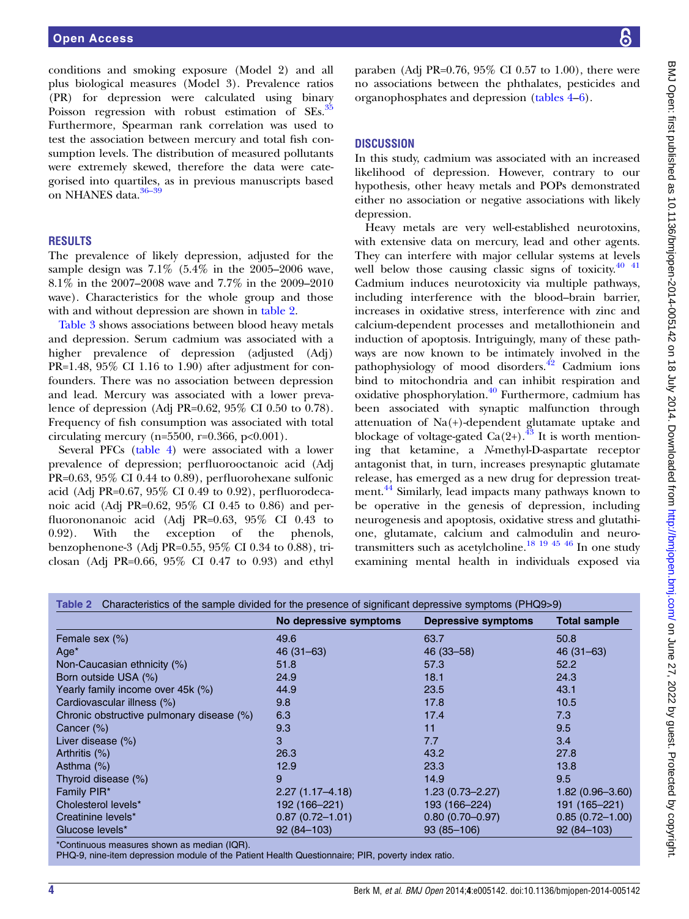conditions and smoking exposure (Model 2) and all plus biological measures (Model 3). Prevalence ratios (PR) for depression were calculated using binary Poisson regression with robust estimation of SEs.[35] Furthermore, Spearman rank correlation was used to test the association between mercury and total fish consumption levels. The distribution of measured pollutants were extremely skewed, therefore the data were categorised into quartiles, as in previous manuscripts based on NHANES data.[36–39]

## RESULTS

The prevalence of likely depression, adjusted for the sample design was 7.1% (5.4% in the 2005–2006 wave, 8.1% in the 2007–2008 wave and 7.7% in the 2009–2010 wave). Characteristics for the whole group and those with and without depression are shown in table 2.

Table 3 shows associations between blood heavy metals and depression. Serum cadmium was associated with a higher prevalence of depression (adjusted (Adj) PR=1.48, 95% CI 1.16 to 1.90) after adjustment for confounders. There was no association between depression and lead. Mercury was associated with a lower prevalence of depression (Adj PR=0.62, 95% CI 0.50 to 0.78). Frequency of fish consumption was associated with total circulating mercury (n=5500, r=0.366, p<0.001).

Several PFCs (table 4) were associated with a lower prevalence of depression; perfluorooctanoic acid (Adj PR=0.63, 95% CI 0.44 to 0.89), perfluorohexane sulfonic acid (Adj PR=0.67, 95% CI 0.49 to 0.92), perfluorodecanoic acid (Adj PR=0.62, 95% CI 0.45 to 0.86) and perfluorononanoic acid (Adj PR=0.63, 95% CI 0.43 to 0.92). With the exception of the phenols, benzophenone-3 (Adj PR=0.55, 95% CI 0.34 to 0.88), triclosan (Adj PR=0.66, 95% CI 0.47 to 0.93) and ethyl paraben (Adj PR=0.76, 95% CI 0.57 to 1.00), there were no associations between the phthalates, pesticides and organophosphates and depression (tables 4–6).

## DISCUSSION

In this study, cadmium was associated with an increased likelihood of depression. However, contrary to our hypothesis, other heavy metals and POPs demonstrated either no association or negative associations with likely depression.

Heavy metals are very well-established neurotoxins, with extensive data on mercury, lead and other agents. They can interfere with major cellular systems at levels well below those causing classic signs of toxicity.[40 41] Cadmium induces neurotoxicity via multiple pathways, including interference with the blood–brain barrier, increases in oxidative stress, interference with zinc and calcium-dependent processes and metallothionein and induction of apoptosis. Intriguingly, many of these pathways are now known to be intimately involved in the pathophysiology of mood disorders.[42] Cadmium ions bind to mitochondria and can inhibit respiration and oxidative phosphorylation.[40] Furthermore, cadmium has been associated with synaptic malfunction through attenuation of Na(+)-dependent glutamate uptake and blockage of voltage-gated Ca(2+).[43] It is worth mentioning that ketamine, a *N*-methyl-D-aspartate receptor antagonist that, in turn, increases presynaptic glutamate release, has emerged as a new drug for depression treatment.[44] Similarly, lead impacts many pathways known to be operative in the genesis of depression, including neurogenesis and apoptosis, oxidative stress and glutathione, glutamate, calcium and calmodulin and neurotransmitters such as acetylcholine.[18 19 45 46] In one study examining mental health in individuals exposed via

**Table 2** Characteristics of the sample divided for the presence of significant depressive symptoms (PHQ9>9)

| | No depressive symptoms | Depressive symptoms | Total sample |
|---|---|---|---|
| Female sex (%) | 49.6 | 63.7 | 50.8 |
| Age* | 46 (31–63) | 46 (33–58) | 46 (31–63) |
| Non-Caucasian ethnicity (%) | 51.8 | 57.3 | 52.2 |
| Born outside USA (%) | 24.9 | 18.1 | 24.3 |
| Yearly family income over 45k (%) | 44.9 | 23.5 | 43.1 |
| Cardiovascular illness (%) | 9.8 | 17.8 | 10.5 |
| Chronic obstructive pulmonary disease (%) | 6.3 | 17.4 | 7.3 |
| Cancer (%) | 9.3 | 11 | 9.5 |
| Liver disease (%) | 3 | 7.7 | 3.4 |
| Arthritis (%) | 26.3 | 43.2 | 27.8 |
| Asthma (%) | 12.9 | 23.3 | 13.8 |
| Thyroid disease (%) | 9 | 14.9 | 9.5 |
| Family PIR* | 2.27 (1.17–4.18) | 1.23 (0.73–2.27) | 1.82 (0.96–3.60) |
| Cholesterol levels* | 192 (166–221) | 193 (166–224) | 191 (165–221) |
| Creatinine levels* | 0.87 (0.72–1.01) | 0.80 (0.70–0.97) | 0.85 (0.72–1.00) |
| Glucose levels* | 92 (84–103) | 93 (85–106) | 92 (84–103) |

*Continuous measures shown as median (IQR).
PHQ-9, nine-item depression module of the Patient Health Questionnaire; PIR, poverty index ratio.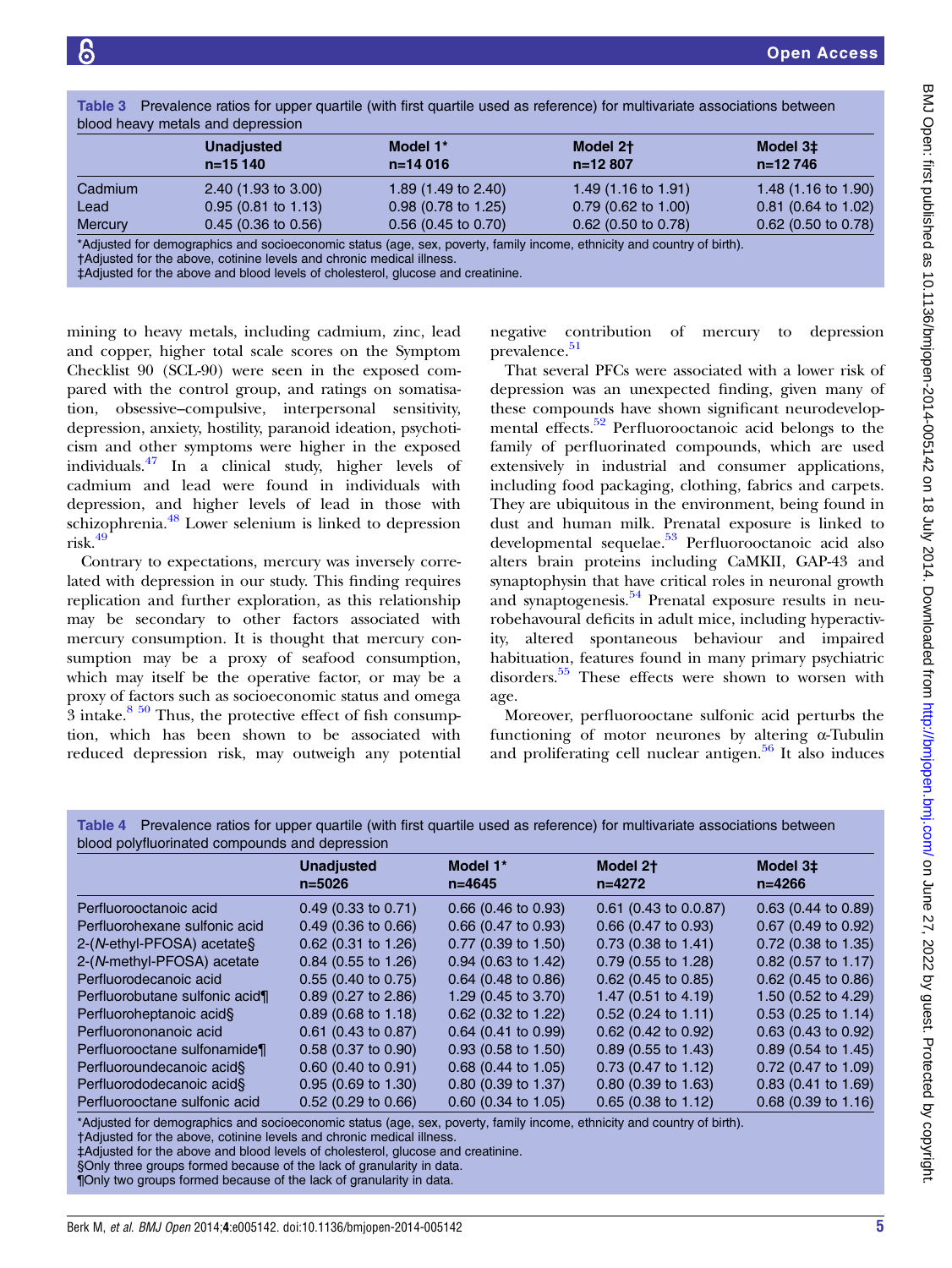**Table 3** Prevalence ratios for upper quartile (with first quartile used as reference) for multivariate associations between blood heavy metals and depression

| | Unadjusted n=15 140 | Model 1* n=14 016 | Model 2† n=12 807 | Model 3‡ n=12 746 |
|---|---|---|---|---|
| Cadmium | 2.40 (1.93 to 3.00) | 1.89 (1.49 to 2.40) | 1.49 (1.16 to 1.91) | 1.48 (1.16 to 1.90) |
| Lead | 0.95 (0.81 to 1.13) | 0.98 (0.78 to 1.25) | 0.79 (0.62 to 1.00) | 0.81 (0.64 to 1.02) |
| Mercury | 0.45 (0.36 to 0.56) | 0.56 (0.45 to 0.70) | 0.62 (0.50 to 0.78) | 0.62 (0.50 to 0.78) |

*Adjusted for demographics and socioeconomic status (age, sex, poverty, family income, ethnicity and country of birth).
†Adjusted for the above, cotinine levels and chronic medical illness.
‡Adjusted for the above and blood levels of cholesterol, glucose and creatinine.

mining to heavy metals, including cadmium, zinc, lead and copper, higher total scale scores on the Symptom Checklist 90 (SCL-90) were seen in the exposed compared with the control group, and ratings on somatisation, obsessive–compulsive, interpersonal sensitivity, depression, anxiety, hostility, paranoid ideation, psychoticism and other symptoms were higher in the exposed individuals.[47] In a clinical study, higher levels of cadmium and lead were found in individuals with depression, and higher levels of lead in those with schizophrenia.[48] Lower selenium is linked to depression risk.[49]

Contrary to expectations, mercury was inversely correlated with depression in our study. This finding requires replication and further exploration, as this relationship may be secondary to other factors associated with mercury consumption. It is thought that mercury consumption may be a proxy of seafood consumption, which may itself be the operative factor, or may be a proxy of factors such as socioeconomic status and omega 3 intake.[8 50] Thus, the protective effect of fish consumption, which has been shown to be associated with reduced depression risk, may outweigh any potential negative contribution of mercury to depression prevalence.[51]

That several PFCs were associated with a lower risk of depression was an unexpected finding, given many of these compounds have shown significant neurodevelopmental effects.[52] Perfluorooctanoic acid belongs to the family of perfluorinated compounds, which are used extensively in industrial and consumer applications, including food packaging, clothing, fabrics and carpets. They are ubiquitous in the environment, being found in dust and human milk. Prenatal exposure is linked to developmental sequelae.[53] Perfluorooctanoic acid also alters brain proteins including CaMKII, GAP-43 and synaptophysin that have critical roles in neuronal growth and synaptogenesis.[54] Prenatal exposure results in neurobehavioural deficits in adult mice, including hyperactivity, altered spontaneous behaviour and impaired habituation, features found in many primary psychiatric disorders.[55] These effects were shown to worsen with age.

Moreover, perfluorooctane sulfonic acid perturbs the functioning of motor neurones by altering α-Tubulin and proliferating cell nuclear antigen.[56] It also induces

**Table 4** Prevalence ratios for upper quartile (with first quartile used as reference) for multivariate associations between blood polyfluorinated compounds and depression

| | Unadjusted n=5026 | Model 1* n=4645 | Model 2† n=4272 | Model 3‡ n=4266 |
|---|---|---|---|---|
| Perfluorooctanoic acid | 0.49 (0.33 to 0.71) | 0.66 (0.46 to 0.93) | 0.61 (0.43 to 0.0.87) | 0.63 (0.44 to 0.89) |
| Perfluorohexane sulfonic acid | 0.49 (0.36 to 0.66) | 0.66 (0.47 to 0.93) | 0.66 (0.47 to 0.93) | 0.67 (0.49 to 0.92) |
| 2-(*N*-ethyl-PFOSA) acetate§ | 0.62 (0.31 to 1.26) | 0.77 (0.39 to 1.50) | 0.73 (0.38 to 1.41) | 0.72 (0.38 to 1.35) |
| 2-(*N*-methyl-PFOSA) acetate | 0.84 (0.55 to 1.26) | 0.94 (0.63 to 1.42) | 0.79 (0.55 to 1.28) | 0.82 (0.57 to 1.17) |
| Perfluorodecanoic acid | 0.55 (0.40 to 0.75) | 0.64 (0.48 to 0.86) | 0.62 (0.45 to 0.85) | 0.62 (0.45 to 0.86) |
| Perfluorobutane sulfonic acid¶ | 0.89 (0.27 to 2.86) | 1.29 (0.45 to 3.70) | 1.47 (0.51 to 4.19) | 1.50 (0.52 to 4.29) |
| Perfluoroheptanoic acid§ | 0.89 (0.68 to 1.18) | 0.62 (0.32 to 1.22) | 0.52 (0.24 to 1.11) | 0.53 (0.25 to 1.14) |
| Perfluorononanoic acid | 0.61 (0.43 to 0.87) | 0.64 (0.41 to 0.99) | 0.62 (0.42 to 0.92) | 0.63 (0.43 to 0.92) |
| Perfluorooctane sulfonamide¶ | 0.58 (0.37 to 0.90) | 0.93 (0.58 to 1.50) | 0.89 (0.55 to 1.43) | 0.89 (0.54 to 1.45) |
| Perfluoroundecanoic acid§ | 0.60 (0.40 to 0.91) | 0.68 (0.44 to 1.05) | 0.73 (0.47 to 1.12) | 0.72 (0.47 to 1.09) |
| Perfluorododecanoic acid§ | 0.95 (0.69 to 1.30) | 0.80 (0.39 to 1.37) | 0.80 (0.39 to 1.63) | 0.83 (0.41 to 1.69) |
| Perfluorooctane sulfonic acid | 0.52 (0.29 to 0.66) | 0.60 (0.34 to 1.05) | 0.65 (0.38 to 1.12) | 0.68 (0.39 to 1.16) |

*Adjusted for demographics and socioeconomic status (age, sex, poverty, family income, ethnicity and country of birth).
†Adjusted for the above, cotinine levels and chronic medical illness.
‡Adjusted for the above and blood levels of cholesterol, glucose and creatinine.
§Only three groups formed because of the lack of granularity in data.
¶Only two groups formed because of the lack of granularity in data.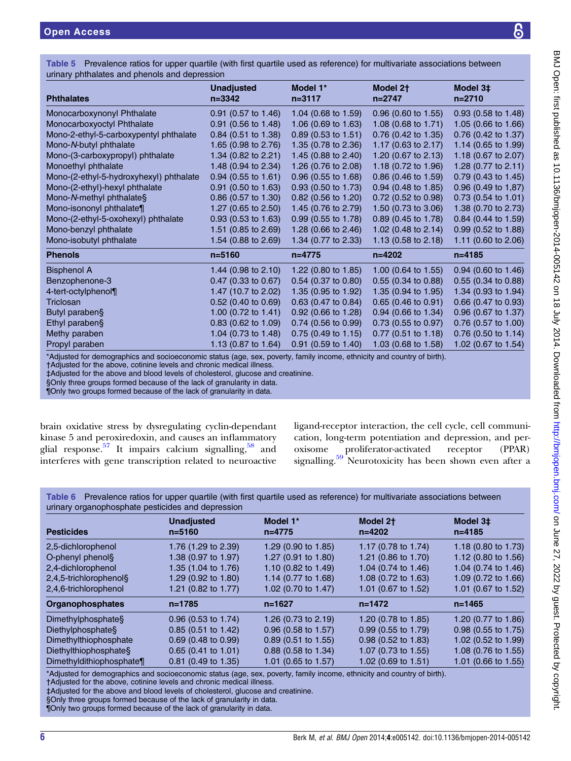**Table 5** Prevalence ratios for upper quartile (with first quartile used as reference) for multivariate associations between urinary phthalates and phenols and depression

| Phthalates | Unadjusted n=3342 | Model 1* n=3117 | Model 2† n=2747 | Model 3‡ n=2710 |
|---|---|---|---|---|
| Monocarboxynonyl Phthalate | 0.91 (0.57 to 1.46) | 1.04 (0.68 to 1.59) | 0.96 (0.60 to 1.55) | 0.93 (0.58 to 1.48) |
| Monocarboxyoctyl Phthalate | 0.91 (0.56 to 1.48) | 1.06 (0.69 to 1.63) | 1.08 (0.68 to 1.71) | 1.05 (0.66 to 1.66) |
| Mono-2-ethyl-5-carboxypentyl phthalate | 0.84 (0.51 to 1.38) | 0.89 (0.53 to 1.51) | 0.76 (0.42 to 1.35) | 0.76 (0.42 to 1.37) |
| Mono-*N*-butyl phthalate | 1.65 (0.98 to 2.76) | 1.35 (0.78 to 2.36) | 1.17 (0.63 to 2.17) | 1.14 (0.65 to 1.99) |
| Mono-(3-carboxypropyl) phthalate | 1.34 (0.82 to 2.21) | 1.45 (0.88 to 2.40) | 1.20 (0.67 to 2.13) | 1.18 (0.67 to 2.07) |
| Monoethyl phthalate | 1.48 (0.94 to 2.34) | 1.26 (0.76 to 2.08) | 1.18 (0.72 to 1.96) | 1.28 (0.77 to 2.11) |
| Mono-(2-ethyl-5-hydroxyhexyl) phthalate | 0.94 (0.55 to 1.61) | 0.96 (0.55 to 1.68) | 0.86 (0.46 to 1.59) | 0.79 (0.43 to 1.45) |
| Mono-(2-ethyl)-hexyl phthalate | 0.91 (0.50 to 1.63) | 0.93 (0.50 to 1.73) | 0.94 (0.48 to 1.85) | 0.96 (0.49 to 1,87) |
| Mono-*N*-methyl phthalate§ | 0.86 (0.57 to 1.30) | 0.82 (0.56 to 1.20) | 0.72 (0.52 to 0.98) | 0.73 (0.54 to 1.01) |
| Mono-isononyl phthalate¶ | 1.27 (0.65 to 2.50) | 1.45 (0.76 to 2.79) | 1.50 (0.73 to 3.06) | 1.38 (0.70 to 2.73) |
| Mono-(2-ethyl-5-oxohexyl) phthalate | 0.93 (0.53 to 1.63) | 0.99 (0.55 to 1.78) | 0.89 (0.45 to 1.78) | 0.84 (0.44 to 1.59) |
| Mono-benzyl phthalate | 1.51 (0.85 to 2.69) | 1.28 (0.66 to 2.46) | 1.02 (0.48 to 2.14) | 0.99 (0.52 to 1.88) |
| Mono-isobutyl phthalate | 1.54 (0.88 to 2.69) | 1.34 (0.77 to 2.33) | 1.13 (0.58 to 2.18) | 1.11 (0.60 to 2.06) |
| **Phenols** | **n=5160** | **n=4775** | **n=4202** | **n=4185** |
| Bisphenol A | 1.44 (0.98 to 2.10) | 1.22 (0.80 to 1.85) | 1.00 (0.64 to 1.55) | 0.94 (0.60 to 1.46) |
| Benzophenone-3 | 0.47 (0.33 to 0.67) | 0.54 (0.37 to 0.80) | 0.55 (0.34 to 0.88) | 0.55 (0.34 to 0.88) |
| 4-tert-octylphenol¶ | 1.47 (10.7 to 2.02) | 1.35 (0.95 to 1.92) | 1.35 (0.94 to 1.95) | 1.34 (0.93 to 1.94) |
| Triclosan | 0.52 (0.40 to 0.69) | 0.63 (0.47 to 0.84) | 0.65 (0.46 to 0.91) | 0.66 (0.47 to 0.93) |
| Butyl paraben§ | 1.00 (0.72 to 1.41) | 0.92 (0.66 to 1.28) | 0.94 (0.66 to 1.34) | 0.96 (0.67 to 1.37) |
| Ethyl paraben§ | 0.83 (0.62 to 1.09) | 0.74 (0.56 to 0.99) | 0.73 (0.55 to 0.97) | 0.76 (0.57 to 1.00) |
| Methy paraben | 1.04 (0.73 to 1.48) | 0.75 (0.49 to 1.15) | 0.77 (0.51 to 1.18) | 0.76 (0.50 to 1.14) |
| Propyl paraben | 1.13 (0.87 to 1.64) | 0.91 (0.59 to 1.40) | 1.03 (0.68 to 1.58) | 1.02 (0.67 to 1.54) |

*Adjusted for demographics and socioeconomic status (age, sex, poverty, family income, ethnicity and country of birth).
†Adjusted for the above, cotinine levels and chronic medical illness.
‡Adjusted for the above and blood levels of cholesterol, glucose and creatinine.
§Only three groups formed because of the lack of granularity in data.
¶Only two groups formed because of the lack of granularity in data.

brain oxidative stress by dysregulating cyclin-dependant kinase 5 and peroxiredoxin, and causes an inflammatory glial response.[57] It impairs calcium signalling,[58] and interferes with gene transcription related to neuroactive ligand-receptor interaction, the cell cycle, cell communication, long-term potentiation and depression, and peroxisome proliferator-activated receptor (PPAR) signalling.[59] Neurotoxicity has been shown even after a

**Table 6** Prevalence ratios for upper quartile (with first quartile used as reference) for multivariate associations between urinary organophosphate pesticides and depression

| Pesticides | Unadjusted n=5160 | Model 1* n=4775 | Model 2† n=4202 | Model 3‡ n=4185 |
|---|---|---|---|---|
| 2,5-dichlorophenol | 1.76 (1.29 to 2.39) | 1.29 (0.90 to 1.85) | 1.17 (0.78 to 1.74) | 1.18 (0.80 to 1.73) |
| O-phenyl phenol§ | 1.38 (0.97 to 1.97) | 1.27 (0.91 to 1.80) | 1.21 (0.86 to 1.70) | 1.12 (0.80 to 1.56) |
| 2,4-dichlorophenol | 1.35 (1.04 to 1.76) | 1.10 (0.82 to 1.49) | 1.04 (0.74 to 1.46) | 1.04 (0.74 to 1.46) |
| 2,4,5-trichlorophenol§ | 1.29 (0.92 to 1.80) | 1.14 (0.77 to 1.68) | 1.08 (0.72 to 1.63) | 1.09 (0.72 to 1.66) |
| 2,4,6-trichlorophenol | 1.21 (0.82 to 1.77) | 1.02 (0.70 to 1.47) | 1.01 (0.67 to 1.52) | 1.01 (0.67 to 1.52) |
| **Organophosphates** | **n=1785** | **n=1627** | **n=1472** | **n=1465** |
| Dimethylphosphate§ | 0.96 (0.53 to 1.74) | 1.26 (0.73 to 2.19) | 1.20 (0.78 to 1.85) | 1.20 (0.77 to 1.86) |
| Diethylphosphate§ | 0.85 (0.51 to 1.42) | 0.96 (0.58 to 1.57) | 0.99 (0.55 to 1.79) | 0.98 (0.55 to 1.75) |
| Dimethylthiophosphate | 0.69 (0.48 to 0.99) | 0.89 (0.51 to 1.55) | 0.98 (0.52 to 1.83) | 1.02 (0.52 to 1.99) |
| Diethylthiophosphate§ | 0.65 (0.41 to 1.01) | 0.88 (0.58 to 1.34) | 1.07 (0.73 to 1.55) | 1.08 (0.76 to 1.55) |
| Dimethyldithiophosphate¶ | 0.81 (0.49 to 1.35) | 1.01 (0.65 to 1.57) | 1.02 (0.69 to 1.51) | 1.01 (0.66 to 1.55) |

*Adjusted for demographics and socioeconomic status (age, sex, poverty, family income, ethnicity and country of birth).
†Adjusted for the above, cotinine levels and chronic medical illness.
‡Adjusted for the above and blood levels of cholesterol, glucose and creatinine.
§Only three groups formed because of the lack of granularity in data.
¶Only two groups formed because of the lack of granularity in data.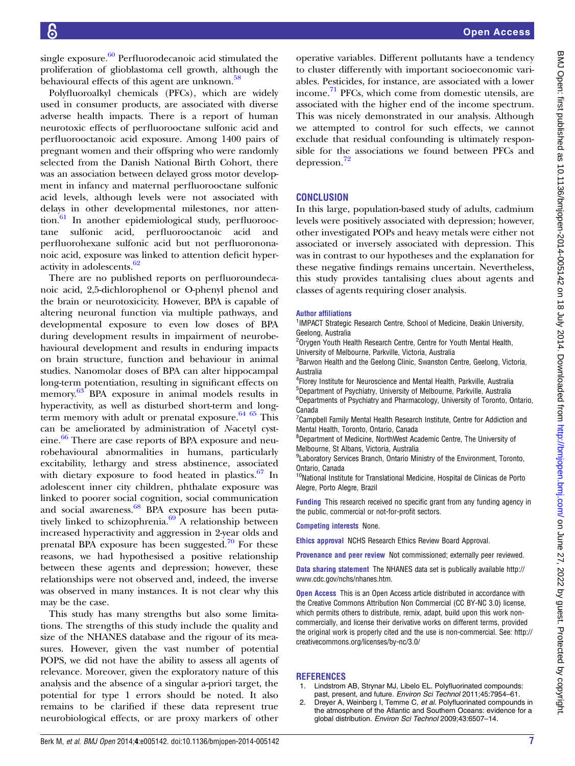single exposure.[60] Perfluorodecanoic acid stimulated the proliferation of glioblastoma cell growth, although the behavioural effects of this agent are unknown.[58]

Polyfluoroalkyl chemicals (PFCs), which are widely used in consumer products, are associated with diverse adverse health impacts. There is a report of human neurotoxic effects of perfluorooctane sulfonic acid and perfluorooctanoic acid exposure. Among 1400 pairs of pregnant women and their offspring who were randomly selected from the Danish National Birth Cohort, there was an association between delayed gross motor development in infancy and maternal perfluorooctane sulfonic acid levels, although levels were not associated with delays in other developmental milestones, nor attention.[61] In another epidemiological study, perfluorooctane sulfonic acid, perfluorooctanoic acid and perfluorohexane sulfonic acid but not perfluorononanoic acid, exposure was linked to attention deficit hyperactivity in adolescents.[62]

There are no published reports on perfluoroundecanoic acid, 2,5-dichlorophenol or O-phenyl phenol and the brain or neurotoxicity. However, BPA is capable of altering neuronal function via multiple pathways, and developmental exposure to even low doses of BPA during development results in impairment of neurobehavioural development and results in enduring impacts on brain structure, function and behaviour in animal studies. Nanomolar doses of BPA can alter hippocampal long-term potentiation, resulting in significant effects on memory.[63] BPA exposure in animal models results in hyperactivity, as well as disturbed short-term and long-term memory with adult or prenatal exposure.[64 65] This can be ameliorated by administration of *N*-acetyl cysteine.[66] There are case reports of BPA exposure and neurobehavioural abnormalities in humans, particularly excitability, lethargy and stress abstinence, associated with dietary exposure to food heated in plastics.[67] In adolescent inner city children, phthalate exposure was linked to poorer social cognition, social communication and social awareness.[68] BPA exposure has been putatively linked to schizophrenia.[69] A relationship between increased hyperactivity and aggression in 2-year olds and prenatal BPA exposure has been suggested.[70] For these reasons, we had hypothesised a positive relationship between these agents and depression; however, these relationships were not observed and, indeed, the inverse was observed in many instances. It is not clear why this may be the case.

This study has many strengths but also some limitations. The strengths of this study include the quality and size of the NHANES database and the rigour of its measures. However, given the vast number of potential POPS, we did not have the ability to assess all agents of relevance. Moreover, given the exploratory nature of this analysis and the absence of a singular a-priori target, the potential for type 1 errors should be noted. It also remains to be clarified if these data represent true neurobiological effects, or are proxy markers of other operative variables. Different pollutants have a tendency to cluster differently with important socioeconomic variables. Pesticides, for instance, are associated with a lower income.[71] PFCs, which come from domestic utensils, are associated with the higher end of the income spectrum. This was nicely demonstrated in our analysis. Although we attempted to control for such effects, we cannot exclude that residual confounding is ultimately responsible for the associations we found between PFCs and depression.[72]

## CONCLUSION

In this large, population-based study of adults, cadmium levels were positively associated with depression; however, other investigated POPs and heavy metals were either not associated or inversely associated with depression. This was in contrast to our hypotheses and the explanation for these negative findings remains uncertain. Nevertheless, this study provides tantalising clues about agents and classes of agents requiring closer analysis.

**Author affiliations**

[1]IMPACT Strategic Research Centre, School of Medicine, Deakin University, Geelong, Australia
[2]Orygen Youth Health Research Centre, Centre for Youth Mental Health, University of Melbourne, Parkville, Victoria, Australia
[3]Barwon Health and the Geelong Clinic, Swanston Centre, Geelong, Victoria, Australia
[4]Florey Institute for Neuroscience and Mental Health, Parkville, Australia
[5]Department of Psychiatry, University of Melbourne, Parkville, Australia
[6]Departments of Psychiatry and Pharmacology, University of Toronto, Ontario, Canada
[7]Campbell Family Mental Health Research Institute, Centre for Addiction and Mental Health, Toronto, Ontario, Canada
[8]Department of Medicine, NorthWest Academic Centre, The University of Melbourne, St Albans, Victoria, Australia
[9]Laboratory Services Branch, Ontario Ministry of the Environment, Toronto, Ontario, Canada
[10]National Institute for Translational Medicine, Hospital de Clinicas de Porto Alegre, Porto Alegre, Brazil

**Funding** This research received no specific grant from any funding agency in the public, commercial or not-for-profit sectors.

**Competing interests** None.

**Ethics approval** NCHS Research Ethics Review Board Approval.

**Provenance and peer review** Not commissioned; externally peer reviewed.

**Data sharing statement** The NHANES data set is publically available http://www.cdc.gov/nchs/nhanes.htm.

**Open Access** This is an Open Access article distributed in accordance with the Creative Commons Attribution Non Commercial (CC BY-NC 3.0) license, which permits others to distribute, remix, adapt, build upon this work non-commercially, and license their derivative works on different terms, provided the original work is properly cited and the use is non-commercial. See: http://creativecommons.org/licenses/by-nc/3.0/

## REFERENCES

1. Lindstrom AB, Strynar MJ, Libelo EL. Polyfluorinated compounds: past, present, and future. *Environ Sci Technol* 2011;45:7954–61.
2. Dreyer A, Weinberg I, Temme C, *et al*. Polyfluorinated compounds in the atmosphere of the Atlantic and Southern Oceans: evidence for a global distribution. *Environ Sci Technol* 2009;43:6507–14.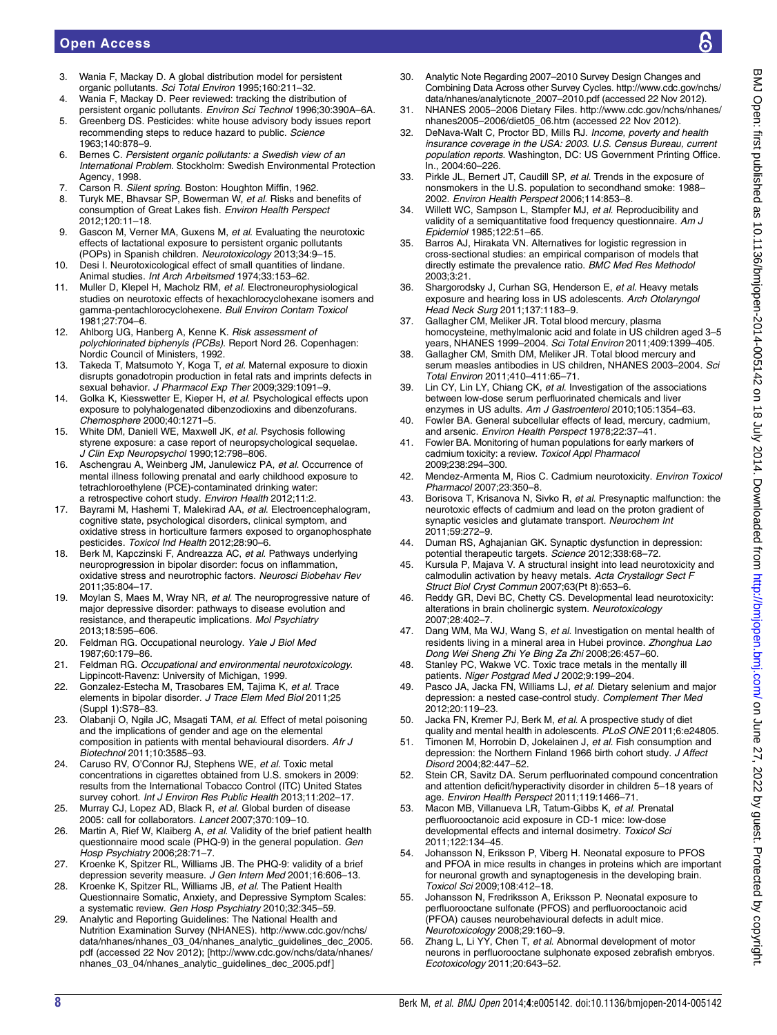3. Wania F, Mackay D. A global distribution model for persistent organic pollutants. *Sci Total Environ* 1995;160:211–32.
4. Wania F, Mackay D. Peer reviewed: tracking the distribution of persistent organic pollutants. *Environ Sci Technol* 1996;30:390A–6A.
5. Greenberg DS. Pesticides: white house advisory body issues report recommending steps to reduce hazard to public. *Science* 1963;140:878–9.
6. Bernes C. *Persistent organic pollutants: a Swedish view of an International Problem*. Stockholm: Swedish Environmental Protection Agency, 1998.
7. Carson R. *Silent spring*. Boston: Houghton Miffin, 1962.
8. Turyk ME, Bhavsar SP, Bowerman W, *et al*. Risks and benefits of consumption of Great Lakes fish. *Environ Health Perspect* 2012;120:11–18.
9. Gascon M, Verner MA, Guxens M, *et al*. Evaluating the neurotoxic effects of lactational exposure to persistent organic pollutants (POPs) in Spanish children. *Neurotoxicology* 2013;34:9–15.
10. Desi I. Neurotoxicological effect of small quantities of lindane. Animal studies. *Int Arch Arbeitsmed* 1974;33:153–62.
11. Muller D, Klepel H, Macholz RM, *et al*. Electroneurophysiological studies on neurotoxic effects of hexachlorocyclohexane isomers and gamma-pentachlorocyclohexene. *Bull Environ Contam Toxicol* 1981;27:704–6.
12. Ahlborg UG, Hanberg A, Kenne K. *Risk assessment of polychlorinated biphenyls (PCBs)*. Report Nord 26. Copenhagen: Nordic Council of Ministers, 1992.
13. Takeda T, Matsumoto Y, Koga T, *et al*. Maternal exposure to dioxin disrupts gonadotropin production in fetal rats and imprints defects in sexual behavior. *J Pharmacol Exp Ther* 2009;329:1091–9.
14. Golka K, Kiesswetter E, Kieper H, *et al*. Psychological effects upon exposure to polyhalogenated dibenzodioxins and dibenzofurans. *Chemosphere* 2000;40:1271–5.
15. White DM, Daniell WE, Maxwell JK, *et al*. Psychosis following styrene exposure: a case report of neuropsychological sequelae. *J Clin Exp Neuropsychol* 1990;12:798–806.
16. Aschengrau A, Weinberg JM, Janulewicz PA, *et al*. Occurrence of mental illness following prenatal and early childhood exposure to tetrachloroethylene (PCE)-contaminated drinking water: a retrospective cohort study. *Environ Health* 2012;11:2.
17. Bayrami M, Hashemi T, Malekirad AA, *et al*. Electroencephalogram, cognitive state, psychological disorders, clinical symptom, and oxidative stress in horticulture farmers exposed to organophosphate pesticides. *Toxicol Ind Health* 2012;28:90–6.
18. Berk M, Kapczinski F, Andreazza AC, *et al*. Pathways underlying neuroprogression in bipolar disorder: focus on inflammation, oxidative stress and neurotrophic factors. *Neurosci Biobehav Rev* 2011;35:804–17.
19. Moylan S, Maes M, Wray NR, *et al*. The neuroprogressive nature of major depressive disorder: pathways to disease evolution and resistance, and therapeutic implications. *Mol Psychiatry* 2013;18:595–606.
20. Feldman RG. Occupational neurology. *Yale J Biol Med* 1987;60:179–86.
21. Feldman RG. *Occupational and environmental neurotoxicology*. Lippincott-Ravenz: University of Michigan, 1999.
22. Gonzalez-Estecha M, Trasobares EM, Tajima K, *et al*. Trace elements in bipolar disorder. *J Trace Elem Med Biol* 2011;25 (Suppl 1):S78–83.
23. Olabanji O, Ngila JC, Msagati TAM, *et al*. Effect of metal poisoning and the implications of gender and age on the elemental composition in patients with mental behavioural disorders. *Afr J Biotechnol* 2011;10:3585–93.
24. Caruso RV, O'Connor RJ, Stephens WE, *et al*. Toxic metal concentrations in cigarettes obtained from U.S. smokers in 2009: results from the International Tobacco Control (ITC) United States survey cohort. *Int J Environ Res Public Health* 2013;11:202–17.
25. Murray CJ, Lopez AD, Black R, *et al*. Global burden of disease 2005: call for collaborators. *Lancet* 2007;370:109–10.
26. Martin A, Rief W, Klaiberg A, *et al*. Validity of the brief patient health questionnaire mood scale (PHQ-9) in the general population. *Gen Hosp Psychiatry* 2006;28:71–7.
27. Kroenke K, Spitzer RL, Williams JB. The PHQ-9: validity of a brief depression severity measure. *J Gen Intern Med* 2001;16:606–13.
28. Kroenke K, Spitzer RL, Williams JB, *et al*. The Patient Health Questionnaire Somatic, Anxiety, and Depressive Symptom Scales: a systematic review. *Gen Hosp Psychiatry* 2010;32:345–59.
29. Analytic and Reporting Guidelines: The National Health and Nutrition Examination Survey (NHANES). http://www.cdc.gov/nchs/data/nhanes/nhanes_03_04/nhanes_analytic_guidelines_dec_2005.pdf (accessed 22 Nov 2012); [http://www.cdc.gov/nchs/data/nhanes/nhanes_03_04/nhanes_analytic_guidelines_dec_2005.pdf]
30. Analytic Note Regarding 2007–2010 Survey Design Changes and Combining Data Across other Survey Cycles. http://www.cdc.gov/nchs/data/nhanes/analyticnote_2007–2010.pdf (accessed 22 Nov 2012).
31. NHANES 2005–2006 Dietary Files. http://www.cdc.gov/nchs/nhanes/nhanes2005–2006/diet05_06.htm (accessed 22 Nov 2012).
32. DeNava-Walt C, Proctor BD, Mills RJ. *Income, poverty and health insurance coverage in the USA: 2003. U.S. Census Bureau, current population reports*. Washington, DC: US Government Printing Office. In., 2004:60–226.
33. Pirkle JL, Bernert JT, Caudill SP, *et al*. Trends in the exposure of nonsmokers in the U.S. population to secondhand smoke: 1988–2002. *Environ Health Perspect* 2006;114:853–8.
34. Willett WC, Sampson L, Stampfer MJ, *et al*. Reproducibility and validity of a semiquantitative food frequency questionnaire. *Am J Epidemiol* 1985;122:51–65.
35. Barros AJ, Hirakata VN. Alternatives for logistic regression in cross-sectional studies: an empirical comparison of models that directly estimate the prevalence ratio. *BMC Med Res Methodol* 2003;3:21.
36. Shargorodsky J, Curhan SG, Henderson E, *et al*. Heavy metals exposure and hearing loss in US adolescents. *Arch Otolaryngol Head Neck Surg* 2011;137:1183–9.
37. Gallagher CM, Meliker JR. Total blood mercury, plasma homocysteine, methylmalonic acid and folate in US children aged 3–5 years, NHANES 1999–2004. *Sci Total Environ* 2011;409:1399–405.
38. Gallagher CM, Smith DM, Meliker JR. Total blood mercury and serum measles antibodies in US children, NHANES 2003–2004. *Sci Total Environ* 2011;410–411:65–71.
39. Lin CY, Lin LY, Chiang CK, *et al*. Investigation of the associations between low-dose serum perfluorinated chemicals and liver enzymes in US adults. *Am J Gastroenterol* 2010;105:1354–63.
40. Fowler BA. General subcellular effects of lead, mercury, cadmium, and arsenic. *Environ Health Perspect* 1978;22:37–41.
41. Fowler BA. Monitoring of human populations for early markers of cadmium toxicity: a review. *Toxicol Appl Pharmacol* 2009;238:294–300.
42. Mendez-Armenta M, Rios C. Cadmium neurotoxicity. *Environ Toxicol Pharmacol* 2007;23:350–8.
43. Borisova T, Krisanova N, Sivko R, *et al*. Presynaptic malfunction: the neurotoxic effects of cadmium and lead on the proton gradient of synaptic vesicles and glutamate transport. *Neurochem Int* 2011;59:272–9.
44. Duman RS, Aghajanian GK. Synaptic dysfunction in depression: potential therapeutic targets. *Science* 2012;338:68–72.
45. Kursula P, Majava V. A structural insight into lead neurotoxicity and calmodulin activation by heavy metals. *Acta Crystallogr Sect F Struct Biol Cryst Commun* 2007;63(Pt 8):653–6.
46. Reddy GR, Devi BC, Chetty CS. Developmental lead neurotoxicity: alterations in brain cholinergic system. *Neurotoxicology* 2007;28:402–7.
47. Dang WM, Ma WJ, Wang S, *et al*. Investigation on mental health of residents living in a mineral area in Hubei province. *Zhonghua Lao Dong Wei Sheng Zhi Ye Bing Za Zhi* 2008;26:457–60.
48. Stanley PC, Wakwe VC. Toxic trace metals in the mentally ill patients. *Niger Postgrad Med J* 2002;9:199–204.
49. Pasco JA, Jacka FN, Williams LJ, *et al*. Dietary selenium and major depression: a nested case-control study. *Complement Ther Med* 2012;20:119–23.
50. Jacka FN, Kremer PJ, Berk M, *et al*. A prospective study of diet quality and mental health in adolescents. *PLoS ONE* 2011;6:e24805.
51. Timonen M, Horrobin D, Jokelainen J, *et al*. Fish consumption and depression: the Northern Finland 1966 birth cohort study. *J Affect Disord* 2004;82:447–52.
52. Stein CR, Savitz DA. Serum perfluorinated compound concentration and attention deficit/hyperactivity disorder in children 5–18 years of age. *Environ Health Perspect* 2011;119:1466–71.
53. Macon MB, Villanueva LR, Tatum-Gibbs K, *et al*. Prenatal perfluorooctanoic acid exposure in CD-1 mice: low-dose developmental effects and internal dosimetry. *Toxicol Sci* 2011;122:134–45.
54. Johansson N, Eriksson P, Viberg H. Neonatal exposure to PFOS and PFOA in mice results in changes in proteins which are important for neuronal growth and synaptogenesis in the developing brain. *Toxicol Sci* 2009;108:412–18.
55. Johansson N, Fredriksson A, Eriksson P. Neonatal exposure to perfluorooctane sulfonate (PFOS) and perfluorooctanoic acid (PFOA) causes neurobehavioural defects in adult mice. *Neurotoxicology* 2008;29:160–9.
56. Zhang L, Li YY, Chen T, *et al*. Abnormal development of motor neurons in perfluorooctane sulphonate exposed zebrafish embryos. *Ecotoxicology* 2011;20:643–52.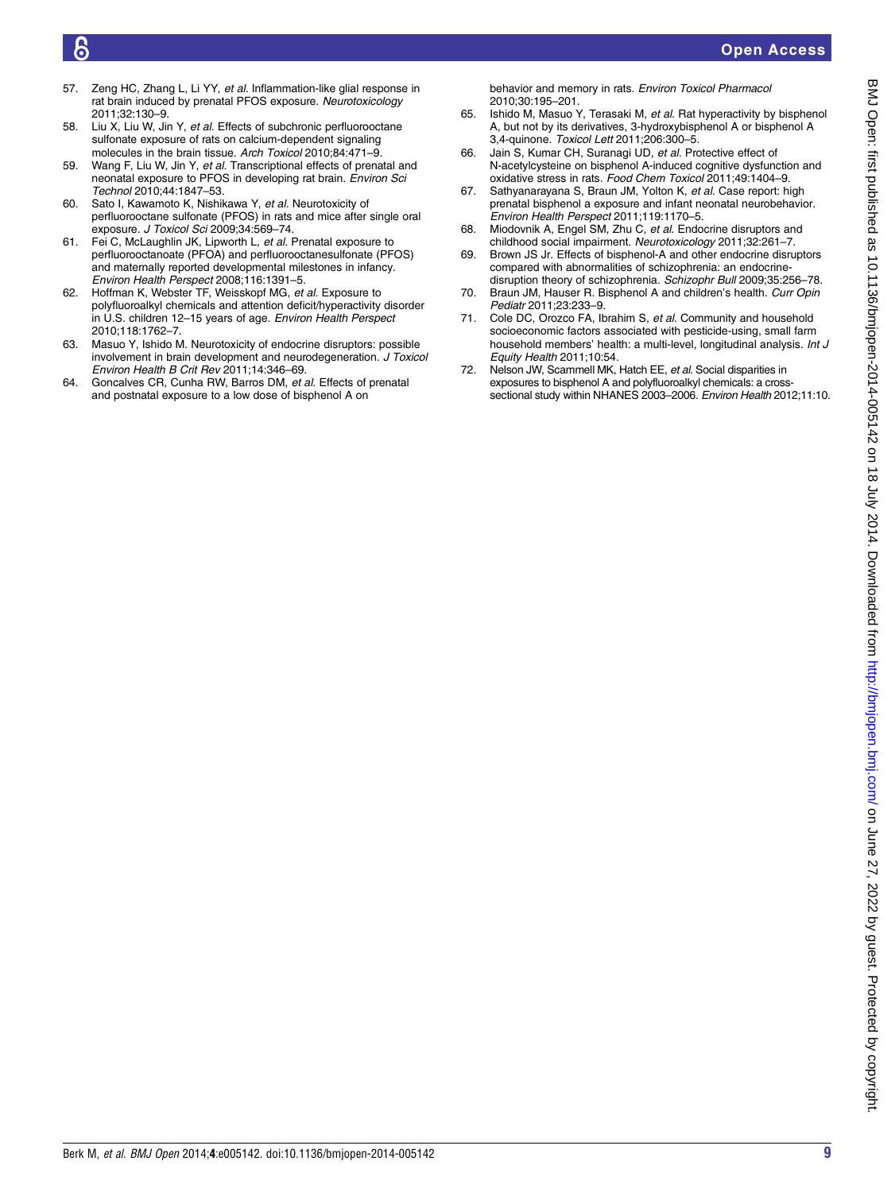57. Zeng HC, Zhang L, Li YY, *et al*. Inflammation-like glial response in rat brain induced by prenatal PFOS exposure. *Neurotoxicology* 2011;32:130–9.
58. Liu X, Liu W, Jin Y, *et al*. Effects of subchronic perfluorooctane sulfonate exposure of rats on calcium-dependent signaling molecules in the brain tissue. *Arch Toxicol* 2010;84:471–9.
59. Wang F, Liu W, Jin Y, *et al*. Transcriptional effects of prenatal and neonatal exposure to PFOS in developing rat brain. *Environ Sci Technol* 2010;44:1847–53.
60. Sato I, Kawamoto K, Nishikawa Y, *et al*. Neurotoxicity of perfluorooctane sulfonate (PFOS) in rats and mice after single oral exposure. *J Toxicol Sci* 2009;34:569–74.
61. Fei C, McLaughlin JK, Lipworth L, *et al*. Prenatal exposure to perfluorooctanoate (PFOA) and perfluorooctanesulfonate (PFOS) and maternally reported developmental milestones in infancy. *Environ Health Perspect* 2008;116:1391–5.
62. Hoffman K, Webster TF, Weisskopf MG, *et al*. Exposure to polyfluoroalkyl chemicals and attention deficit/hyperactivity disorder in U.S. children 12–15 years of age. *Environ Health Perspect* 2010;118:1762–7.
63. Masuo Y, Ishido M. Neurotoxicity of endocrine disruptors: possible involvement in brain development and neurodegeneration. *J Toxicol Environ Health B Crit Rev* 2011;14:346–69.
64. Goncalves CR, Cunha RW, Barros DM, *et al*. Effects of prenatal and postnatal exposure to a low dose of bisphenol A on behavior and memory in rats. *Environ Toxicol Pharmacol* 2010;30:195–201.
65. Ishido M, Masuo Y, Terasaki M, *et al*. Rat hyperactivity by bisphenol A, but not by its derivatives, 3-hydroxybisphenol A or bisphenol A 3,4-quinone. *Toxicol Lett* 2011;206:300–5.
66. Jain S, Kumar CH, Suranagi UD, *et al*. Protective effect of N-acetylcysteine on bisphenol A-induced cognitive dysfunction and oxidative stress in rats. *Food Chem Toxicol* 2011;49:1404–9.
67. Sathyanarayana S, Braun JM, Yolton K, *et al*. Case report: high prenatal bisphenol a exposure and infant neonatal neurobehavior. *Environ Health Perspect* 2011;119:1170–5.
68. Miodovnik A, Engel SM, Zhu C, *et al*. Endocrine disruptors and childhood social impairment. *Neurotoxicology* 2011;32:261–7.
69. Brown JS Jr. Effects of bisphenol-A and other endocrine disruptors compared with abnormalities of schizophrenia: an endocrine-disruption theory of schizophrenia. *Schizophr Bull* 2009;35:256–78.
70. Braun JM, Hauser R. Bisphenol A and children's health. *Curr Opin Pediatr* 2011;23:233–9.
71. Cole DC, Orozco FA, Ibrahim S, *et al*. Community and household socioeconomic factors associated with pesticide-using, small farm household members' health: a multi-level, longitudinal analysis. *Int J Equity Health* 2011;10:54.
72. Nelson JW, Scammell MK, Hatch EE, *et al*. Social disparities in exposures to bisphenol A and polyfluoroalkyl chemicals: a cross-sectional study within NHANES 2003–2006. *Environ Health* 2012;11:10.